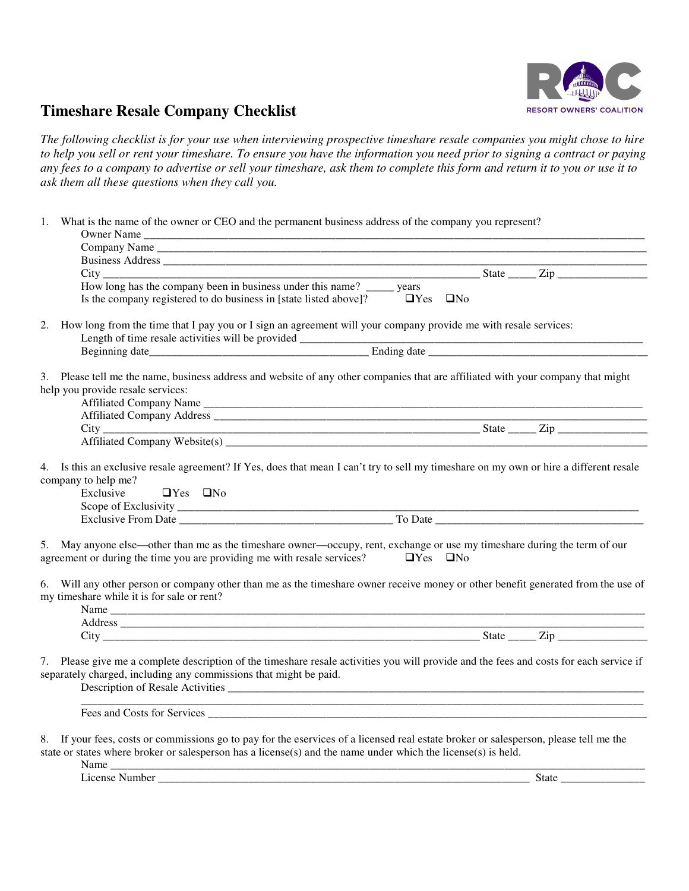# Timeshare Resale Company Checklist

*The following checklist is for your use when interviewing prospective timeshare resale companies you might chose to hire to help you sell or rent your timeshare. To ensure you have the information you need prior to signing a contract or paying any fees to a company to advertise or sell your timeshare, ask them to complete this form and return it to you or use it to ask them all these questions when they call you.*

1. What is the name of the owner or CEO and the permanent business address of the company you represent?

   Owner Name ______________________________________________

   Company Name ______________________________________________

   Business Address ______________________________________________

   City ______________________________ State _____ Zip ______________

   How long has the company been in business under this name? _____ years

   Is the company registered to do business in [state listed above]? ❑Yes ❑No

2. How long from the time that I pay you or I sign an agreement will your company provide me with resale services:

   Length of time resale activities will be provided ______________________________

   Beginning date______________________ Ending date ______________________

3. Please tell me the name, business address and website of any other companies that are affiliated with your company that might help you provide resale services:

   Affiliated Company Name ______________________________________________

   Affiliated Company Address ______________________________________________

   City ______________________________ State _____ Zip ______________

   Affiliated Company Website(s) ______________________________________________

4. Is this an exclusive resale agreement? If Yes, does that mean I can't try to sell my timeshare on my own or hire a different resale company to help me?

   Exclusive ❑Yes ❑No

   Scope of Exclusivity ______________________________________________

   Exclusive From Date ______________________ To Date ______________________

5. May anyone else—other than me as the timeshare owner—occupy, rent, exchange or use my timeshare during the term of our agreement or during the time you are providing me with resale services? ❑Yes ❑No

6. Will any other person or company other than me as the timeshare owner receive money or other benefit generated from the use of my timeshare while it is for sale or rent?

   Name ______________________________________________

   Address ______________________________________________

   City ______________________________ State _____ Zip ______________

7. Please give me a complete description of the timeshare resale activities you will provide and the fees and costs for each service if separately charged, including any commissions that might be paid.

   Description of Resale Activities ______________________________________________

   ______________________________________________

   Fees and Costs for Services ______________________________________________

8. If your fees, costs or commissions go to pay for the eservices of a licensed real estate broker or salesperson, please tell me the state or states where broker or salesperson has a license(s) and the name under which the license(s) is held.

   Name ______________________________________________

   License Number ______________________________ State ______________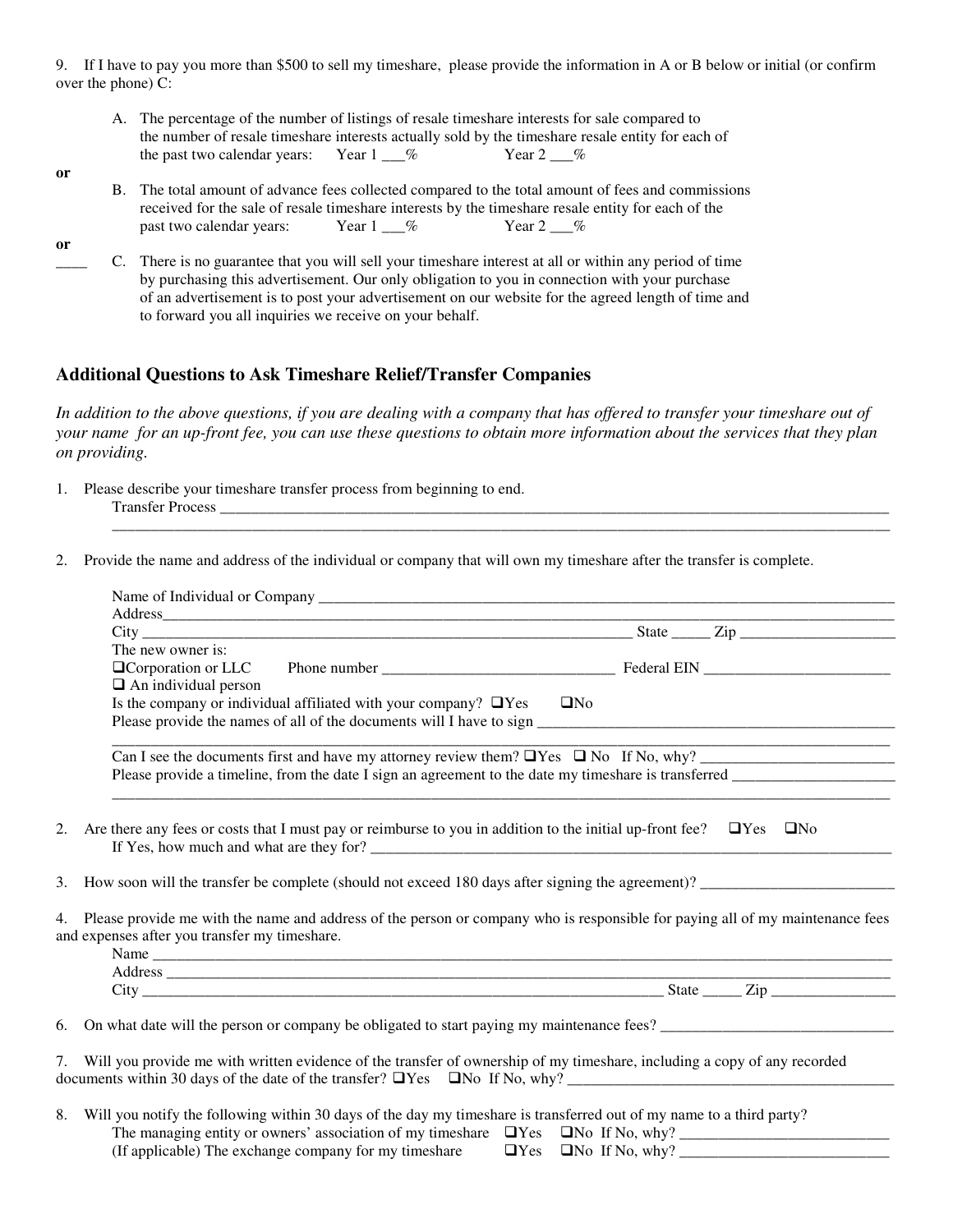9. If I have to pay you more than $500 to sell my timeshare, please provide the information in A or B below or initial (or confirm over the phone) C:

A. The percentage of the number of listings of resale timeshare interests for sale compared to the number of resale timeshare interests actually sold by the timeshare resale entity for each of the past two calendar years: Year 1 ___% Year 2 ___%

**or**

B. The total amount of advance fees collected compared to the total amount of fees and commissions received for the sale of resale timeshare interests by the timeshare resale entity for each of the past two calendar years: Year 1 ___% Year 2 ___%

**or**

____ C. There is no guarantee that you will sell your timeshare interest at all or within any period of time by purchasing this advertisement. Our only obligation to you in connection with your purchase of an advertisement is to post your advertisement on our website for the agreed length of time and to forward you all inquiries we receive on your behalf.

## Additional Questions to Ask Timeshare Relief/Transfer Companies

*In addition to the above questions, if you are dealing with a company that has offered to transfer your timeshare out of your name for an up-front fee, you can use these questions to obtain more information about the services that they plan on providing.*

1. Please describe your timeshare transfer process from beginning to end.
   Transfer Process ______________________________________________________________________________
   ______________________________________________________________________________________________

2. Provide the name and address of the individual or company that will own my timeshare after the transfer is complete.

   Name of Individual or Company ______________________________________________________________
   Address______________________________________________________________________________________
   City ____________________________________________________________ State _____ Zip ___________________
   The new owner is:
   ❑Corporation or LLC Phone number ______________________________ Federal EIN ________________________
   ❑ An individual person
   Is the company or individual affiliated with your company? ❑Yes ❑No
   Please provide the names of all of the documents will I have to sign ____________________________________
   ______________________________________________________________________________________________
   Can I see the documents first and have my attorney review them? ❑Yes ❑ No If No, why? _________________
   Please provide a timeline, from the date I sign an agreement to the date my timeshare is transferred _____________
   ______________________________________________________________________________________________

2. Are there any fees or costs that I must pay or reimburse to you in addition to the initial up-front fee? ❑Yes ❑No
   If Yes, how much and what are they for? ______________________________________________________________

3. How soon will the transfer be complete (should not exceed 180 days after signing the agreement)? _________________

4. Please provide me with the name and address of the person or company who is responsible for paying all of my maintenance fees and expenses after you transfer my timeshare.
   Name ________________________________________________________________________________________
   Address ______________________________________________________________________________________
   City _______________________________________________________________ State _____ Zip _______________

6. On what date will the person or company be obligated to start paying my maintenance fees? ______________________

7. Will you provide me with written evidence of the transfer of ownership of my timeshare, including a copy of any recorded documents within 30 days of the date of the transfer? ❑Yes ❑No If No, why? ______________________________

8. Will you notify the following within 30 days of the day my timeshare is transferred out of my name to a third party?
   The managing entity or owners' association of my timeshare ❑Yes ❑No If No, why? ___________________________
   (If applicable) The exchange company for my timeshare ❑Yes ❑No If No, why? ___________________________